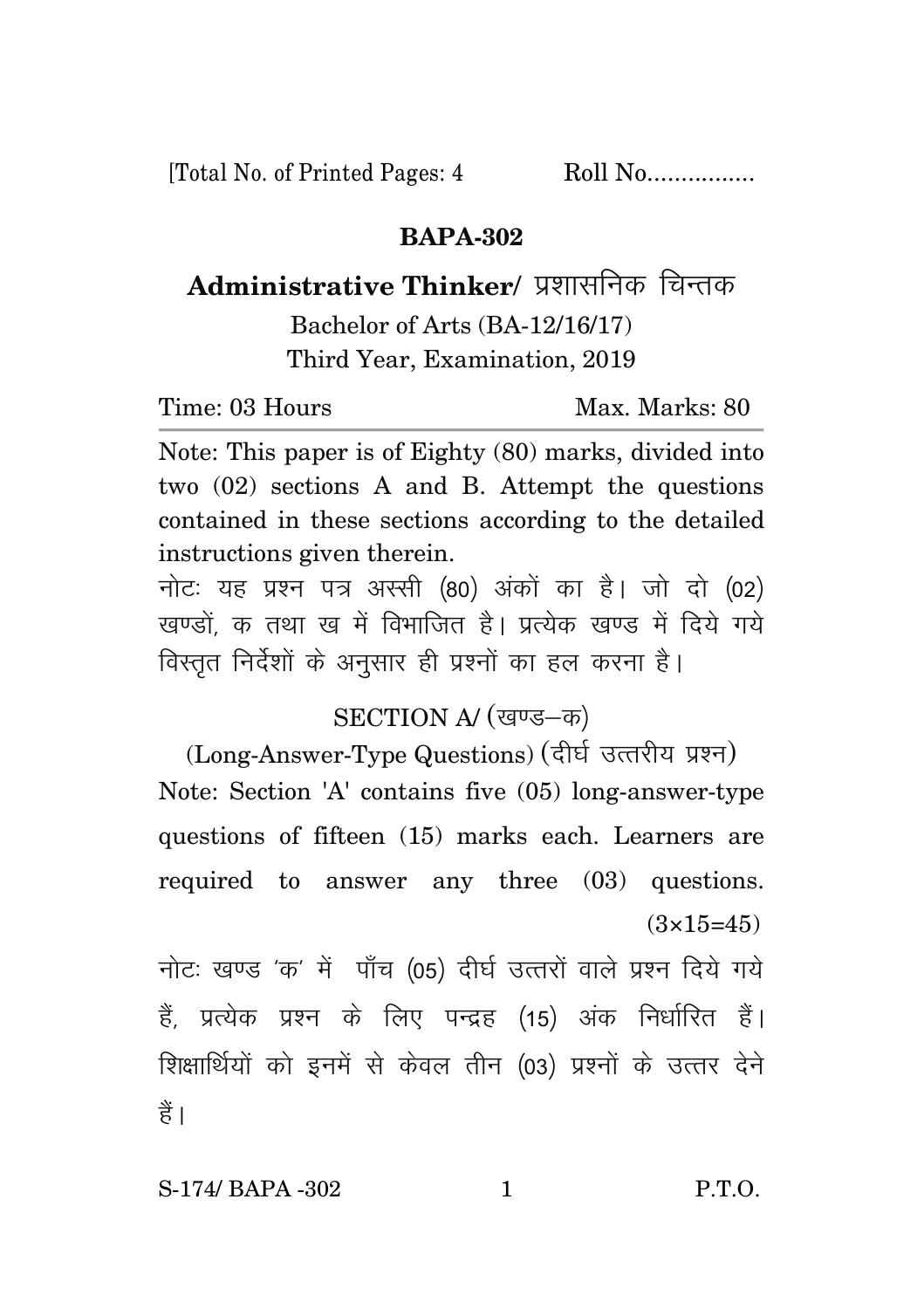[Total No. of Printed Pages: 4 Roll No................

# BAPA-302

## Administrative Thinker/ प्रशासनिक चिन्तक

Bachelor of Arts (BA-12/16/17)
Third Year, Examination, 2019

Time: 03 Hours Max. Marks: 80

Note: This paper is of Eighty (80) marks, divided into two (02) sections A and B. Attempt the questions contained in these sections according to the detailed instructions given therein.

नोटः यह प्रश्न पत्र अस्सी (80) अंकों का है। जो दो (02) खण्डों, क तथा ख में विभाजित है। प्रत्येक खण्ड में दिये गये विस्तृत निर्देशों के अनुसार ही प्रश्नों का हल करना है।

### SECTION A/ (खण्ड–क)

(Long-Answer-Type Questions) (दीर्घ उत्तरीय प्रश्न)

Note: Section 'A' contains five (05) long-answer-type questions of fifteen (15) marks each. Learners are required to answer any three (03) questions. (3×15=45)

नोटः खण्ड 'क' में पाँच (05) दीर्घ उत्तरों वाले प्रश्न दिये गये हैं, प्रत्येक प्रश्न के लिए पन्द्रह (15) अंक निर्धारित हैं। शिक्षार्थियों को इनमें से केवल तीन (03) प्रश्नों के उत्तर देने हैं।

S-174/ BAPA -302 P.T.O.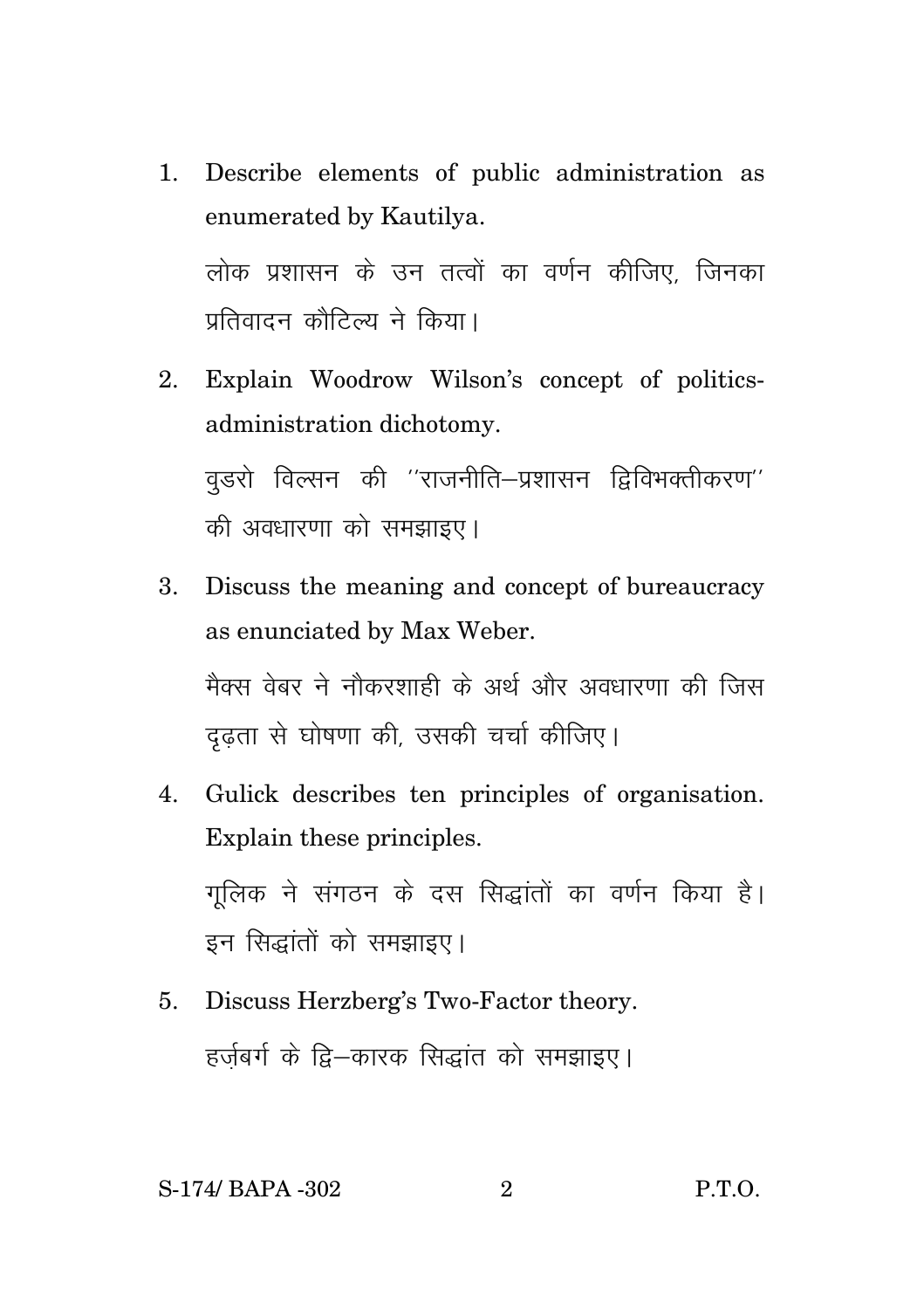1. Describe elements of public administration as enumerated by Kautilya.

   लोक प्रशासन के उन तत्वों का वर्णन कीजिए, जिनका प्रतिवादन कौटिल्य ने किया।

2. Explain Woodrow Wilson's concept of politics-administration dichotomy.

   वुडरो विल्सन की ''राजनीति–प्रशासन द्विविभक्तीकरण'' की अवधारणा को समझाइए।

3. Discuss the meaning and concept of bureaucracy as enunciated by Max Weber.

   मैक्स वेबर ने नौकरशाही के अर्थ और अवधारणा की जिस दृढ़ता से घोषणा की, उसकी चर्चा कीजिए।

4. Gulick describes ten principles of organisation. Explain these principles.

   गूलिक ने संगठन के दस सिद्धांतों का वर्णन किया है। इन सिद्धांतों को समझाइए।

5. Discuss Herzberg's Two-Factor theory.

   हर्ज़बर्ग के द्वि–कारक सिद्धांत को समझाइए।

S-174/ BAPA -302 P.T.O.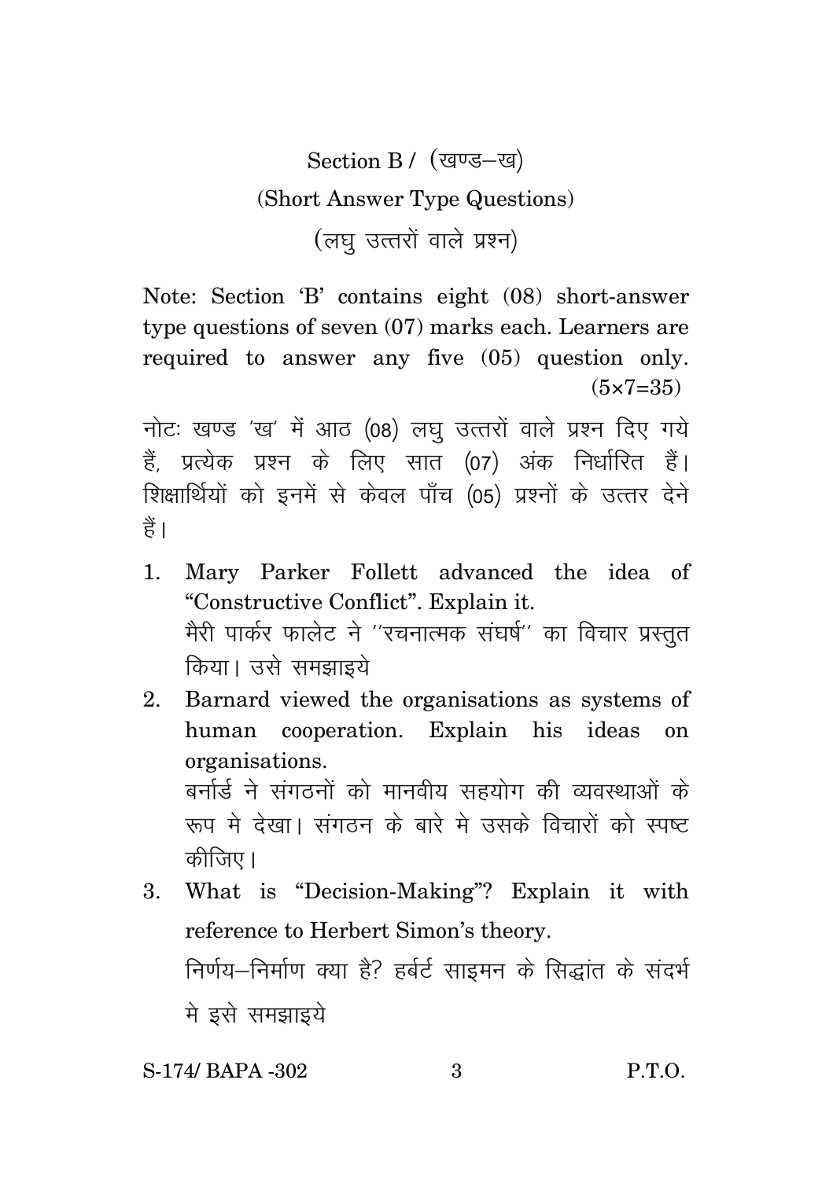## Section B / (खण्ड–ख)

### (Short Answer Type Questions)

### (लघु उत्तरों वाले प्रश्न)

Note: Section 'B' contains eight (08) short-answer type questions of seven (07) marks each. Learners are required to answer any five (05) question only. (5×7=35)

नोटः खण्ड 'ख' में आठ (08) लघु उत्तरों वाले प्रश्न दिए गये हैं, प्रत्येक प्रश्न के लिए सात (07) अंक निर्धारित हैं। शिक्षार्थियों को इनमें से केवल पाँच (05) प्रश्नों के उत्तर देने हैं।

1. Mary Parker Follett advanced the idea of "Constructive Conflict". Explain it.
   मैरी पार्कर फालेट ने ''रचनात्मक संघर्ष'' का विचार प्रस्तुत किया। उसे समझाइये

2. Barnard viewed the organisations as systems of human cooperation. Explain his ideas on organisations.
   बर्नार्ड ने संगठनों को मानवीय सहयोग की व्यवस्थाओं के रूप मे देखा। संगठन के बारे मे उसके विचारों को स्पष्ट कीजिए।

3. What is "Decision-Making"? Explain it with reference to Herbert Simon's theory.
   निर्णय–निर्माण क्या है? हर्बर्ट साइमन के सिद्धांत के संदर्भ मे इसे समझाइये

S-174/ BAPA -302

P.T.O.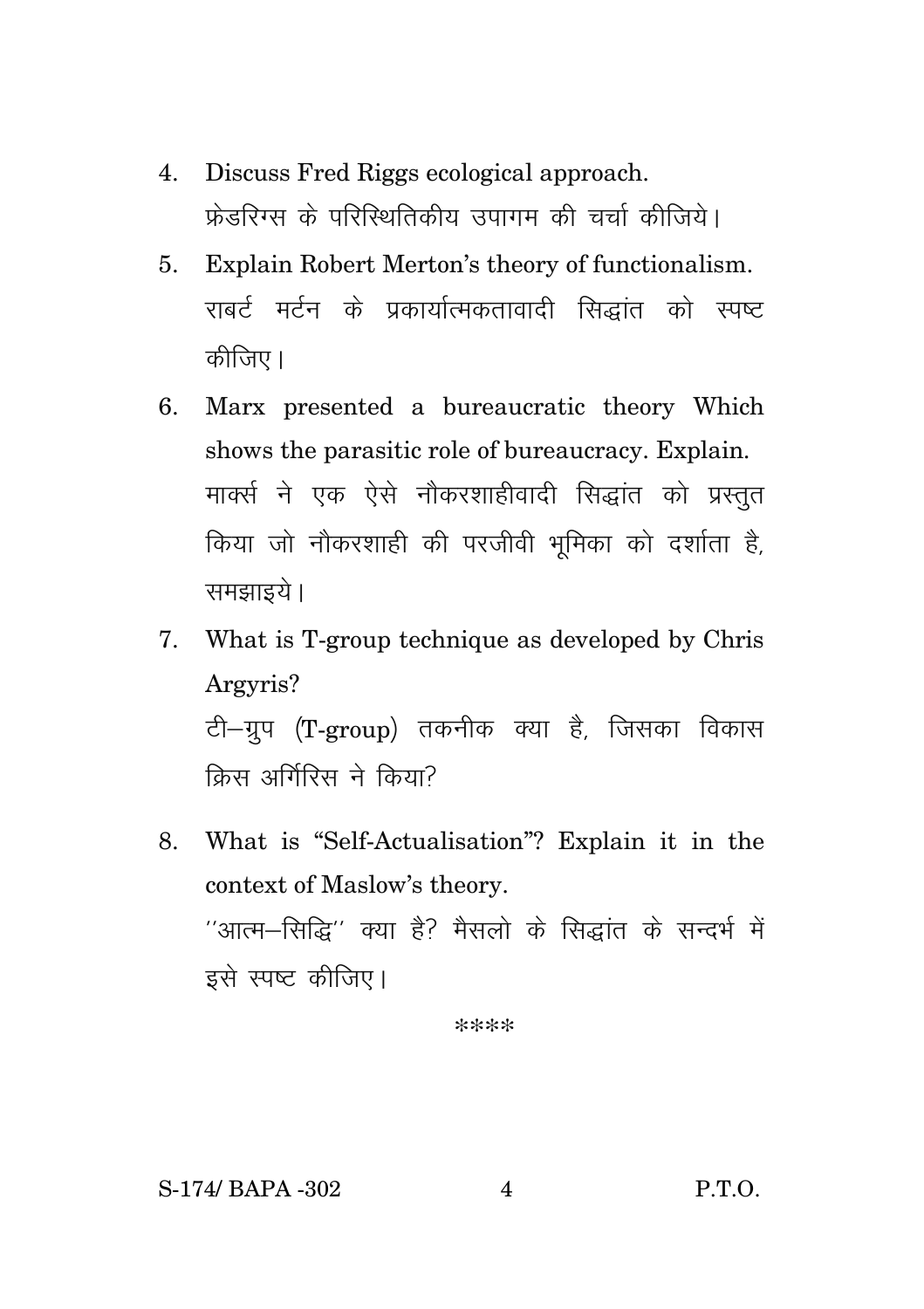4. Discuss Fred Riggs ecological approach.
   फ्रेडरिग्स के परिस्थितिकीय उपागम की चर्चा कीजिये।

5. Explain Robert Merton's theory of functionalism.
   राबर्ट मर्टन के प्रकार्यात्मकतावादी सिद्धांत को स्पष्ट कीजिए।

6. Marx presented a bureaucratic theory Which shows the parasitic role of bureaucracy. Explain.
   मार्क्स ने एक ऐसे नौकरशाहीवादी सिद्धांत को प्रस्तुत किया जो नौकरशाही की परजीवी भूमिका को दर्शाता है, समझाइये।

7. What is T-group technique as developed by Chris Argyris?
   टी–ग्रुप (T-group) तकनीक क्या है, जिसका विकास क्रिस अर्गिरिस ने किया?

8. What is "Self-Actualisation"? Explain it in the context of Maslow's theory.
   ''आत्म–सिद्धि'' क्या है? मैसलो के सिद्धांत के सन्दर्भ में इसे स्पष्ट कीजिए।

****

S-174/ BAPA -302

P.T.O.